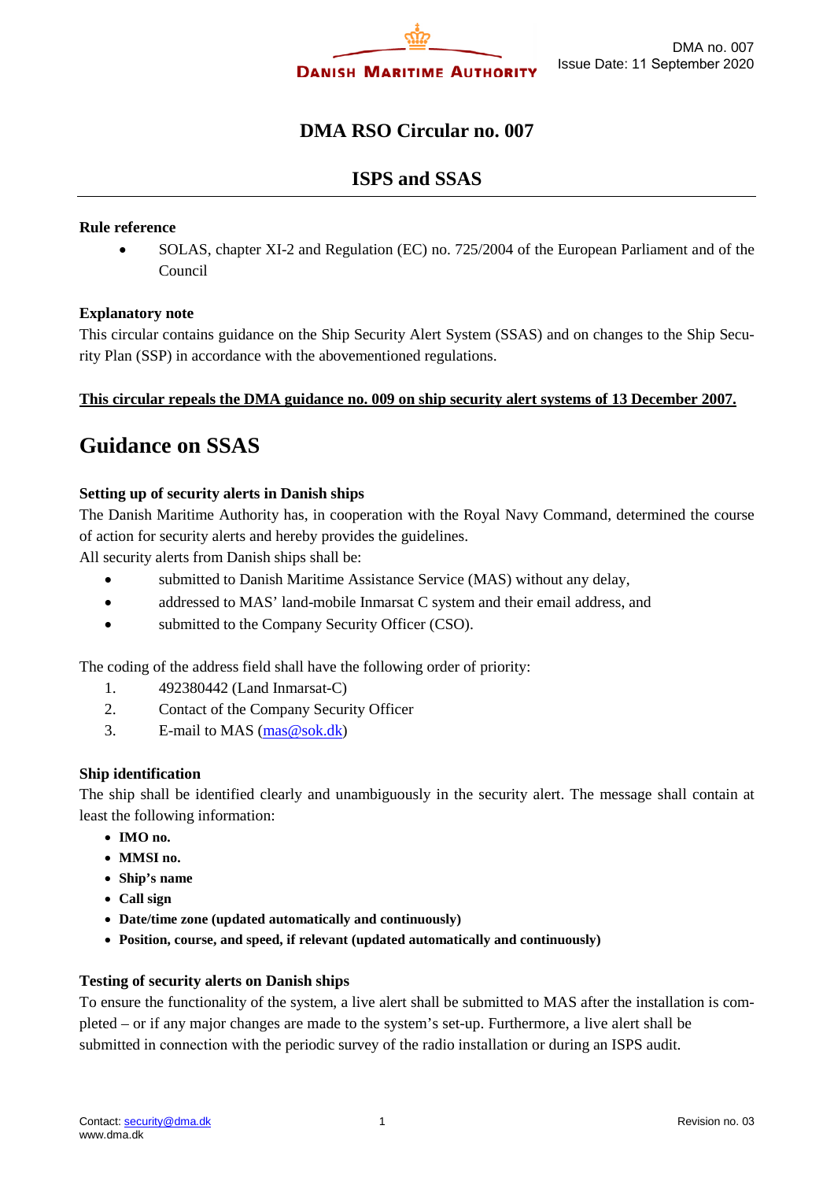DMA no. 007
Issue Date: 11 September 2020

# DMA RSO Circular no. 007

## ISPS and SSAS

**Rule reference**

- SOLAS, chapter XI-2 and Regulation (EC) no. 725/2004 of the European Parliament and of the Council

**Explanatory note**

This circular contains guidance on the Ship Security Alert System (SSAS) and on changes to the Ship Security Plan (SSP) in accordance with the abovementioned regulations.

**This circular repeals the DMA guidance no. 009 on ship security alert systems of 13 December 2007.**

# Guidance on SSAS

**Setting up of security alerts in Danish ships**

The Danish Maritime Authority has, in cooperation with the Royal Navy Command, determined the course of action for security alerts and hereby provides the guidelines.

All security alerts from Danish ships shall be:

- submitted to Danish Maritime Assistance Service (MAS) without any delay,
- addressed to MAS' land-mobile Inmarsat C system and their email address, and
- submitted to the Company Security Officer (CSO).

The coding of the address field shall have the following order of priority:

1. 492380442 (Land Inmarsat-C)
2. Contact of the Company Security Officer
3. E-mail to MAS (mas@sok.dk)

**Ship identification**

The ship shall be identified clearly and unambiguously in the security alert. The message shall contain at least the following information:

- **IMO no.**
- **MMSI no.**
- **Ship's name**
- **Call sign**
- **Date/time zone (updated automatically and continuously)**
- **Position, course, and speed, if relevant (updated automatically and continuously)**

**Testing of security alerts on Danish ships**

To ensure the functionality of the system, a live alert shall be submitted to MAS after the installation is completed – or if any major changes are made to the system's set-up. Furthermore, a live alert shall be submitted in connection with the periodic survey of the radio installation or during an ISPS audit.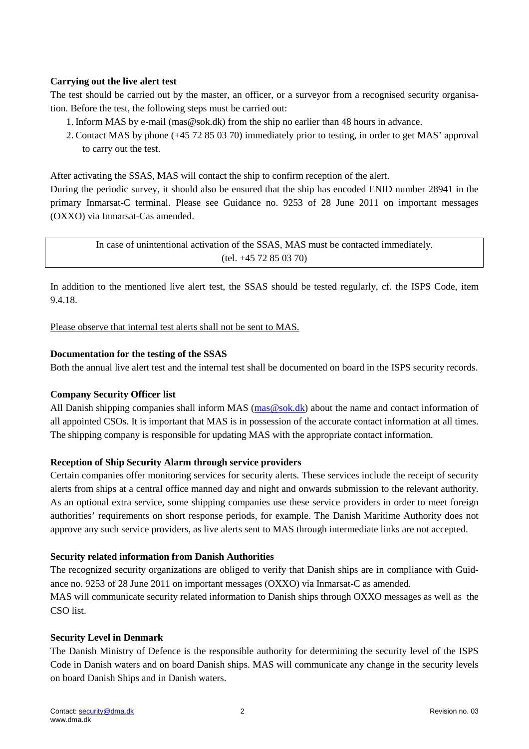**Carrying out the live alert test**

The test should be carried out by the master, an officer, or a surveyor from a recognised security organisation. Before the test, the following steps must be carried out:

1. Inform MAS by e-mail (mas@sok.dk) from the ship no earlier than 48 hours in advance.
2. Contact MAS by phone (+45 72 85 03 70) immediately prior to testing, in order to get MAS' approval to carry out the test.

After activating the SSAS, MAS will contact the ship to confirm reception of the alert.
During the periodic survey, it should also be ensured that the ship has encoded ENID number 28941 in the primary Inmarsat-C terminal. Please see Guidance no. 9253 of 28 June 2011 on important messages (OXXO) via Inmarsat-Cas amended.

> In case of unintentional activation of the SSAS, MAS must be contacted immediately.
> (tel. +45 72 85 03 70)

In addition to the mentioned live alert test, the SSAS should be tested regularly, cf. the ISPS Code, item 9.4.18.

Please observe that internal test alerts shall not be sent to MAS.

**Documentation for the testing of the SSAS**

Both the annual live alert test and the internal test shall be documented on board in the ISPS security records.

**Company Security Officer list**

All Danish shipping companies shall inform MAS (mas@sok.dk) about the name and contact information of all appointed CSOs. It is important that MAS is in possession of the accurate contact information at all times. The shipping company is responsible for updating MAS with the appropriate contact information.

**Reception of Ship Security Alarm through service providers**

Certain companies offer monitoring services for security alerts. These services include the receipt of security alerts from ships at a central office manned day and night and onwards submission to the relevant authority. As an optional extra service, some shipping companies use these service providers in order to meet foreign authorities' requirements on short response periods, for example. The Danish Maritime Authority does not approve any such service providers, as live alerts sent to MAS through intermediate links are not accepted.

**Security related information from Danish Authorities**

The recognized security organizations are obliged to verify that Danish ships are in compliance with Guidance no. 9253 of 28 June 2011 on important messages (OXXO) via Inmarsat-C as amended.
MAS will communicate security related information to Danish ships through OXXO messages as well as the CSO list.

**Security Level in Denmark**

The Danish Ministry of Defence is the responsible authority for determining the security level of the ISPS Code in Danish waters and on board Danish ships. MAS will communicate any change in the security levels on board Danish Ships and in Danish waters.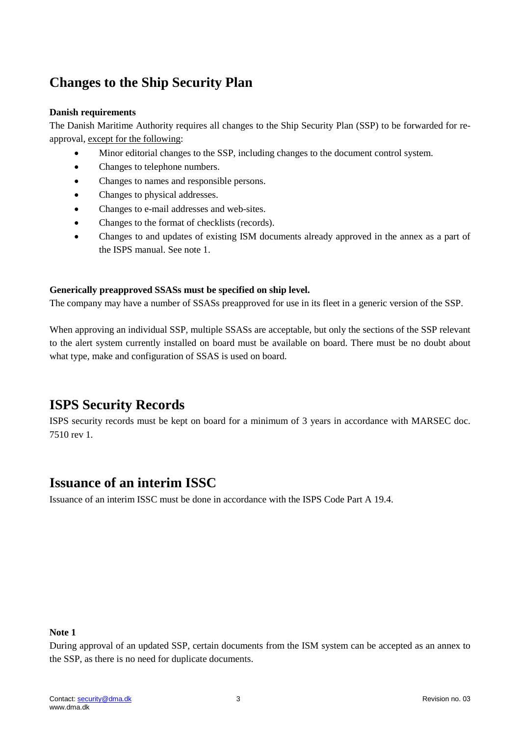## Changes to the Ship Security Plan

**Danish requirements**

The Danish Maritime Authority requires all changes to the Ship Security Plan (SSP) to be forwarded for re-approval, except for the following:

- Minor editorial changes to the SSP, including changes to the document control system.
- Changes to telephone numbers.
- Changes to names and responsible persons.
- Changes to physical addresses.
- Changes to e-mail addresses and web-sites.
- Changes to the format of checklists (records).
- Changes to and updates of existing ISM documents already approved in the annex as a part of the ISPS manual. See note 1.

**Generically preapproved SSASs must be specified on ship level.**

The company may have a number of SSASs preapproved for use in its fleet in a generic version of the SSP.

When approving an individual SSP, multiple SSASs are acceptable, but only the sections of the SSP relevant to the alert system currently installed on board must be available on board. There must be no doubt about what type, make and configuration of SSAS is used on board.

## ISPS Security Records

ISPS security records must be kept on board for a minimum of 3 years in accordance with MARSEC doc. 7510 rev 1.

## Issuance of an interim ISSC

Issuance of an interim ISSC must be done in accordance with the ISPS Code Part A 19.4.

**Note 1**

During approval of an updated SSP, certain documents from the ISM system can be accepted as an annex to the SSP, as there is no need for duplicate documents.